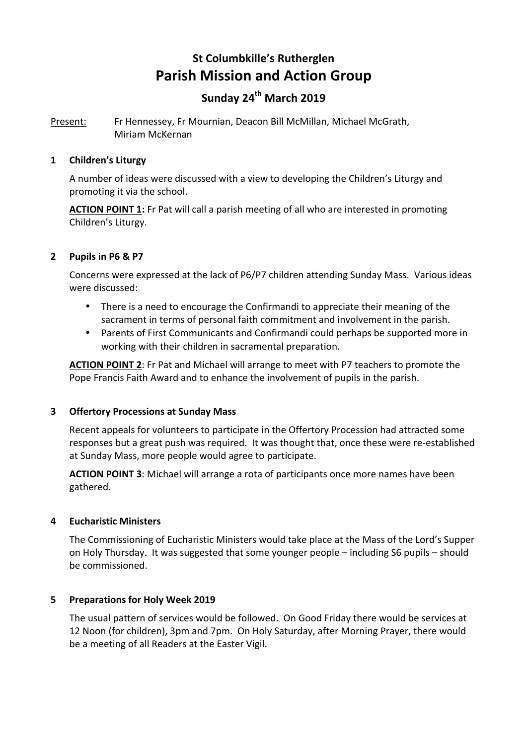# St Columbkille's Rutherglen

# Parish Mission and Action Group

## Sunday 24th March 2019

Present: Fr Hennessey, Fr Mournian, Deacon Bill McMillan, Michael McGrath, Miriam McKernan

### 1 Children's Liturgy

A number of ideas were discussed with a view to developing the Children's Liturgy and promoting it via the school.

**ACTION POINT 1:** Fr Pat will call a parish meeting of all who are interested in promoting Children's Liturgy.

### 2 Pupils in P6 & P7

Concerns were expressed at the lack of P6/P7 children attending Sunday Mass. Various ideas were discussed:

- There is a need to encourage the Confirmandi to appreciate their meaning of the sacrament in terms of personal faith commitment and involvement in the parish.
- Parents of First Communicants and Confirmandi could perhaps be supported more in working with their children in sacramental preparation.

**ACTION POINT 2**: Fr Pat and Michael will arrange to meet with P7 teachers to promote the Pope Francis Faith Award and to enhance the involvement of pupils in the parish.

### 3 Offertory Processions at Sunday Mass

Recent appeals for volunteers to participate in the Offertory Procession had attracted some responses but a great push was required. It was thought that, once these were re-established at Sunday Mass, more people would agree to participate.

**ACTION POINT 3**: Michael will arrange a rota of participants once more names have been gathered.

### 4 Eucharistic Ministers

The Commissioning of Eucharistic Ministers would take place at the Mass of the Lord's Supper on Holy Thursday. It was suggested that some younger people – including S6 pupils – should be commissioned.

### 5 Preparations for Holy Week 2019

The usual pattern of services would be followed. On Good Friday there would be services at 12 Noon (for children), 3pm and 7pm. On Holy Saturday, after Morning Prayer, there would be a meeting of all Readers at the Easter Vigil.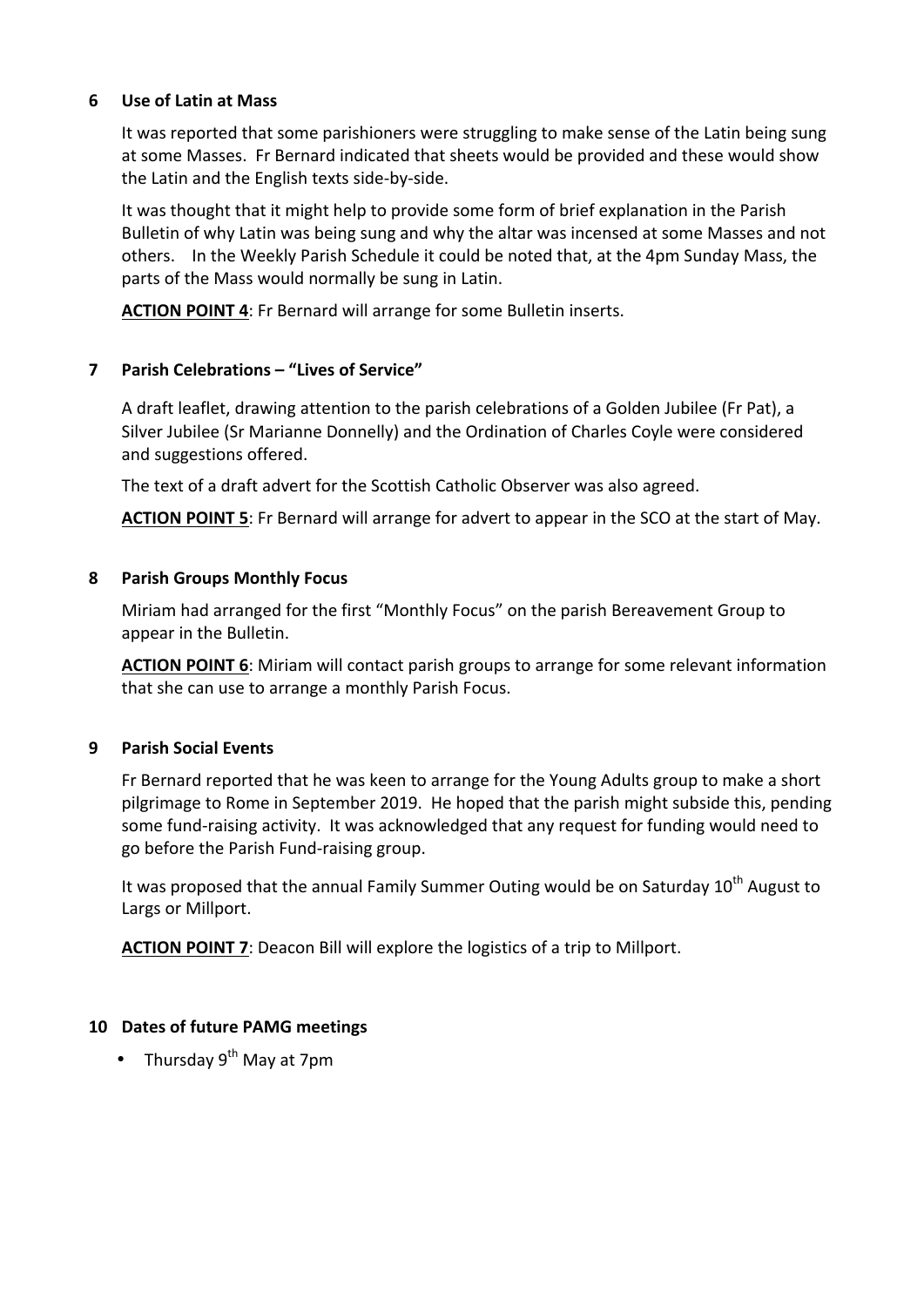## 6 Use of Latin at Mass

It was reported that some parishioners were struggling to make sense of the Latin being sung at some Masses. Fr Bernard indicated that sheets would be provided and these would show the Latin and the English texts side-by-side.

It was thought that it might help to provide some form of brief explanation in the Parish Bulletin of why Latin was being sung and why the altar was incensed at some Masses and not others. In the Weekly Parish Schedule it could be noted that, at the 4pm Sunday Mass, the parts of the Mass would normally be sung in Latin.

**ACTION POINT 4**: Fr Bernard will arrange for some Bulletin inserts.

## 7 Parish Celebrations – "Lives of Service"

A draft leaflet, drawing attention to the parish celebrations of a Golden Jubilee (Fr Pat), a Silver Jubilee (Sr Marianne Donnelly) and the Ordination of Charles Coyle were considered and suggestions offered.

The text of a draft advert for the Scottish Catholic Observer was also agreed.

**ACTION POINT 5**: Fr Bernard will arrange for advert to appear in the SCO at the start of May.

## 8 Parish Groups Monthly Focus

Miriam had arranged for the first "Monthly Focus" on the parish Bereavement Group to appear in the Bulletin.

**ACTION POINT 6**: Miriam will contact parish groups to arrange for some relevant information that she can use to arrange a monthly Parish Focus.

## 9 Parish Social Events

Fr Bernard reported that he was keen to arrange for the Young Adults group to make a short pilgrimage to Rome in September 2019. He hoped that the parish might subside this, pending some fund-raising activity. It was acknowledged that any request for funding would need to go before the Parish Fund-raising group.

It was proposed that the annual Family Summer Outing would be on Saturday 10th August to Largs or Millport.

**ACTION POINT 7**: Deacon Bill will explore the logistics of a trip to Millport.

## 10 Dates of future PAMG meetings

- Thursday 9th May at 7pm